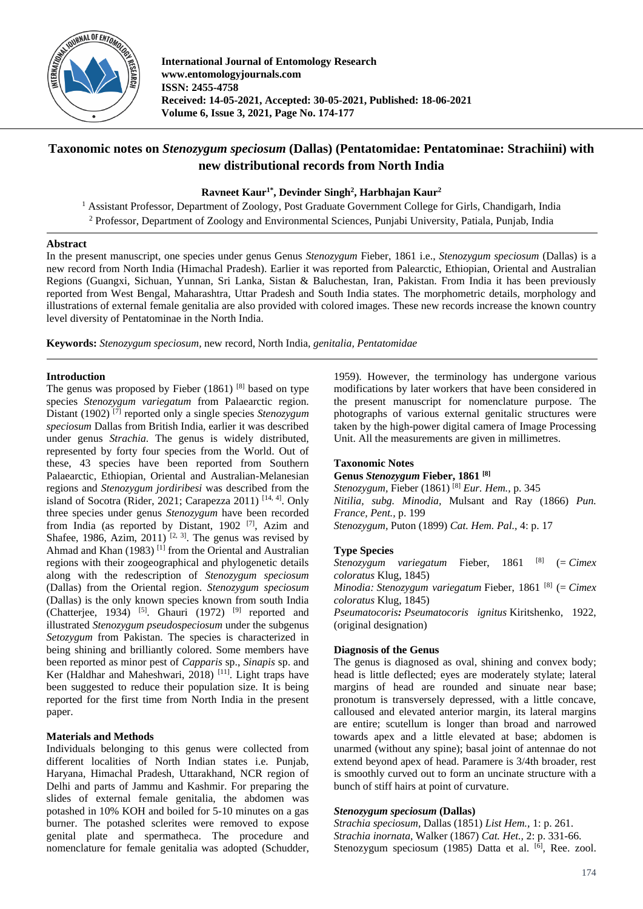International Journal of Entomology Research
www.entomologyjournals.com
ISSN: 2455-4758
Received: 14-05-2021, Accepted: 30-05-2021, Published: 18-06-2021
Volume 6, Issue 3, 2021, Page No. 174-177

# Taxonomic notes on *Stenozygum speciosum* (Dallas) (Pentatomidae: Pentatominae: Strachiini) with new distributional records from North India

**Ravneet Kaur[1*], Devinder Singh[2], Harbhajan Kaur[2]**

[1] Assistant Professor, Department of Zoology, Post Graduate Government College for Girls, Chandigarh, India
[2] Professor, Department of Zoology and Environmental Sciences, Punjabi University, Patiala, Punjab, India

## Abstract

In the present manuscript, one species under genus Genus *Stenozygum* Fieber, 1861 i.e., *Stenozygum speciosum* (Dallas) is a new record from North India (Himachal Pradesh). Earlier it was reported from Palearctic, Ethiopian, Oriental and Australian Regions (Guangxi, Sichuan, Yunnan, Sri Lanka, Sistan & Baluchestan, Iran, Pakistan. From India it has been previously reported from West Bengal, Maharashtra, Uttar Pradesh and South India states. The morphometric details, morphology and illustrations of external female genitalia are also provided with colored images. These new records increase the known country level diversity of Pentatominae in the North India.

**Keywords:** *Stenozygum speciosum*, new record, North India, *genitalia, Pentatomidae*

## Introduction

The genus was proposed by Fieber (1861) [8] based on type species *Stenozygum variegatum* from Palaearctic region. Distant (1902) [7] reported only a single species *Stenozygum speciosum* Dallas from British India, earlier it was described under genus *Strachia*. The genus is widely distributed, represented by forty four species from the World. Out of these, 43 species have been reported from Southern Palaearctic, Ethiopian, Oriental and Australian-Melanesian regions and *Stenozygum jordiribesi* was described from the island of Socotra (Rider, 2021; Carapezza 2011) [14, 4]. Only three species under genus *Stenozygum* have been recorded from India (as reported by Distant, 1902 [7], Azim and Shafee, 1986, Azim, 2011) [2, 3]. The genus was revised by Ahmad and Khan (1983) [1] from the Oriental and Australian regions with their zoogeographical and phylogenetic details along with the redescription of *Stenozygum speciosum* (Dallas) from the Oriental region. *Stenozygum speciosum* (Dallas) is the only known species known from south India (Chatterjee, 1934) [5]. Ghauri (1972) [9] reported and illustrated *Stenozygum pseudospeciosum* under the subgenus *Setozygum* from Pakistan. The species is characterized in being shining and brilliantly colored. Some members have been reported as minor pest of *Capparis* sp., *Sinapis* sp. and Ker (Haldhar and Maheshwari, 2018) [11]. Light traps have been suggested to reduce their population size. It is being reported for the first time from North India in the present paper.

## Materials and Methods

Individuals belonging to this genus were collected from different localities of North Indian states i.e. Punjab, Haryana, Himachal Pradesh, Uttarakhand, NCR region of Delhi and parts of Jammu and Kashmir. For preparing the slides of external female genitalia, the abdomen was potashed in 10% KOH and boiled for 5-10 minutes on a gas burner. The potashed sclerites were removed to expose genital plate and spermatheca. The procedure and nomenclature for female genitalia was adopted (Schudder, 1959). However, the terminology has undergone various modifications by later workers that have been considered in the present manuscript for nomenclature purpose. The photographs of various external genitalic structures were taken by the high-power digital camera of Image Processing Unit. All the measurements are given in millimetres.

## Taxonomic Notes

### Genus *Stenozygum* Fieber, 1861 [8]

*Stenozygum*, Fieber (1861) [8] *Eur. Hem.*, p. 345
*Nitilia, subg. Minodia*, Mulsant and Ray (1866) *Pun. France, Pent.*, p. 199
*Stenozygum*, Puton (1899) *Cat. Hem. Pal.*, 4: p. 17

### Type Species

*Stenozygum variegatum* Fieber, 1861 [8] (= *Cimex coloratus* Klug, 1845)
*Minodia: Stenozygum variegatum* Fieber, 1861 [8] (= *Cimex coloratus* Klug, 1845)
*Pseumatocoris: Pseumatocoris ignitus* Kiritshenko, 1922, (original designation)

### Diagnosis of the Genus

The genus is diagnosed as oval, shining and convex body; head is little deflected; eyes are moderately stylate; lateral margins of head are rounded and sinuate near base; pronotum is transversely depressed, with a little concave, calloused and elevated anterior margin, its lateral margins are entire; scutellum is longer than broad and narrowed towards apex and a little elevated at base; abdomen is unarmed (without any spine); basal joint of antennae do not extend beyond apex of head. Paramere is 3/4th broader, rest is smoothly curved out to form an uncinate structure with a bunch of stiff hairs at point of curvature.

### *Stenozygum speciosum* (Dallas)

*Strachia speciosum*, Dallas (1851) *List Hem.*, 1: p. 261.
*Strachia inornata*, Walker (1867) *Cat. Het.*, 2: p. 331-66.
Stenozygum speciosum (1985) Datta et al. [6], Ree. zool.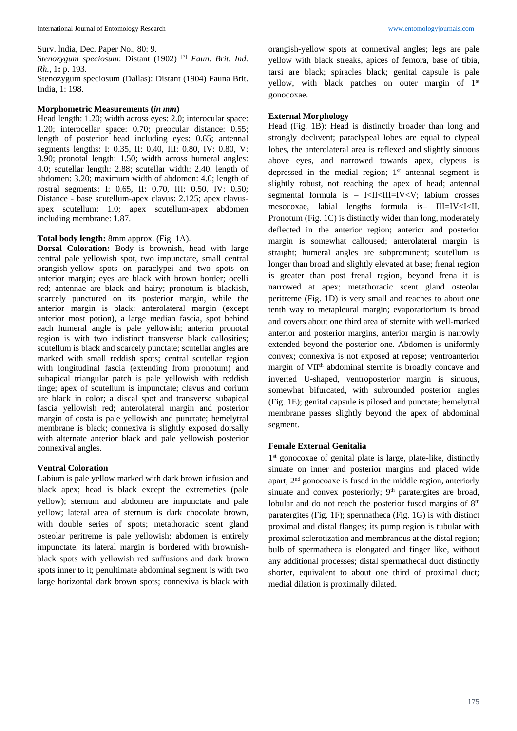Surv. lndia, Dec. Paper No., 80: 9.

*Stenozygum speciosum*: Distant (1902) [7] *Faun. Brit. Ind. Rh.,* 1**:** p. 193.

Stenozygum speciosum (Dallas): Distant (1904) Fauna Brit. India, 1: 198.

**Morphometric Measurements (*in mm*)**

Head length: 1.20; width across eyes: 2.0; interocular space: 1.20; interocellar space: 0.70; preocular distance: 0.55; length of posterior head including eyes: 0.65; antennal segments lengths: I: 0.35, II: 0.40, III: 0.80, IV: 0.80, V: 0.90; pronotal length: 1.50; width across humeral angles: 4.0; scutellar length: 2.88; scutellar width: 2.40; length of abdomen: 3.20; maximum width of abdomen: 4.0; length of rostral segments: I: 0.65, II: 0.70, III: 0.50, IV: 0.50; Distance - base scutellum-apex clavus: 2.125; apex clavus-apex scutellum: 1.0; apex scutellum-apex abdomen including membrane: 1.87.

**Total body length:** 8mm approx. (Fig. 1A).

**Dorsal Coloration:** Body is brownish, head with large central pale yellowish spot, two impunctate, small central orangish-yellow spots on paraclypei and two spots on anterior margin; eyes are black with brown border; ocelli red; antennae are black and hairy; pronotum is blackish, scarcely punctured on its posterior margin, while the anterior margin is black; anterolateral margin (except anterior most potion), a large median fascia, spot behind each humeral angle is pale yellowish; anterior pronotal region is with two indistinct transverse black callosities; scutellum is black and scarcely punctate; scutellar angles are marked with small reddish spots; central scutellar region with longitudinal fascia (extending from pronotum) and subapical triangular patch is pale yellowish with reddish tinge; apex of scutellum is impunctate; clavus and corium are black in color; a discal spot and transverse subapical fascia yellowish red; anterolateral margin and posterior margin of costa is pale yellowish and punctate; hemelytral membrane is black; connexiva is slightly exposed dorsally with alternate anterior black and pale yellowish posterior connexival angles.

**Ventral Coloration**

Labium is pale yellow marked with dark brown infusion and black apex; head is black except the extremeties (pale yellow); sternum and abdomen are impunctate and pale yellow; lateral area of sternum is dark chocolate brown, with double series of spots; metathoracic scent gland osteolar peritreme is pale yellowish; abdomen is entirely impunctate, its lateral margin is bordered with brownish-black spots with yellowish red suffusions and dark brown spots inner to it; penultimate abdominal segment is with two large horizontal dark brown spots; connexiva is black with orangish-yellow spots at connexival angles; legs are pale yellow with black streaks, apices of femora, base of tibia, tarsi are black; spiracles black; genital capsule is pale yellow, with black patches on outer margin of 1st gonocoxae.

**External Morphology**

Head (Fig. 1B): Head is distinctly broader than long and strongly declivent; paraclypeal lobes are equal to clypeal lobes, the anterolateral area is reflexed and slightly sinuous above eyes, and narrowed towards apex, clypeus is depressed in the medial region; 1st antennal segment is slightly robust, not reaching the apex of head; antennal segmental formula is – I<II<III=IV<V; labium crosses mesocoxae, labial lengths formula is– III=IV<I<II. Pronotum (Fig. 1C) is distinctly wider than long, moderately deflected in the anterior region; anterior and posterior margin is somewhat calloused; anterolateral margin is straight; humeral angles are subprominent; scutellum is longer than broad and slightly elevated at base; frenal region is greater than post frenal region, beyond frena it is narrowed at apex; metathoracic scent gland osteolar peritreme (Fig. 1D) is very small and reaches to about one tenth way to metapleural margin; evaporatiorium is broad and covers about one third area of sternite with well-marked anterior and posterior margins, anterior margin is narrowly extended beyond the posterior one. Abdomen is uniformly convex; connexiva is not exposed at repose; ventroanterior margin of VIIth abdominal sternite is broadly concave and inverted U-shaped, ventroposterior margin is sinuous, somewhat bifurcated, with subrounded posterior angles (Fig. 1E); genital capsule is pilosed and punctate; hemelytral membrane passes slightly beyond the apex of abdominal segment.

**Female External Genitalia**

1st gonocoxae of genital plate is large, plate-like, distinctly sinuate on inner and posterior margins and placed wide apart; 2nd gonocoaxe is fused in the middle region, anteriorly sinuate and convex posteriorly; 9th paratergites are broad, lobular and do not reach the posterior fused margins of 8th paratergites (Fig. 1F); spermatheca (Fig. 1G) is with distinct proximal and distal flanges; its pump region is tubular with proximal sclerotization and membranous at the distal region; bulb of spermatheca is elongated and finger like, without any additional processes; distal spermathecal duct distinctly shorter, equivalent to about one third of proximal duct; medial dilation is proximally dilated.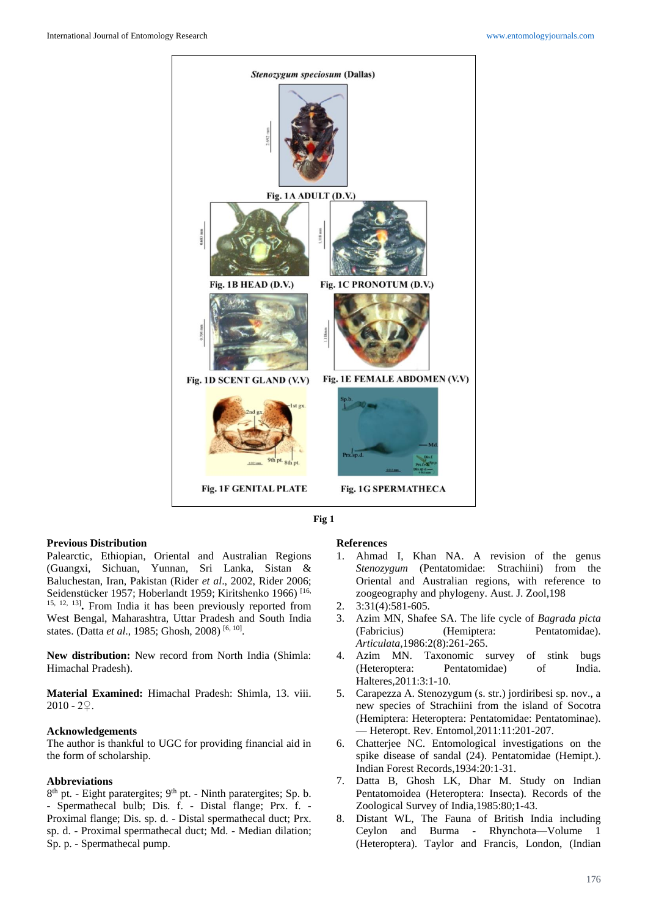*Stenozygum speciosum* (Dallas)

Fig. 1A ADULT (D.V.)

Fig. 1B HEAD (D.V.)

Fig. 1C PRONOTUM (D.V.)

Fig. 1D SCENT GLAND (V.V)

Fig. 1E FEMALE ABDOMEN (V.V)

Fig. 1F GENITAL PLATE

Fig. 1G SPERMATHECA

**Fig 1**

### Previous Distribution

Palearctic, Ethiopian, Oriental and Australian Regions (Guangxi, Sichuan, Yunnan, Sri Lanka, Sistan & Baluchestan, Iran, Pakistan (Rider *et al*., 2002, Rider 2006; Seidenstücker 1957; Hoberlandt 1959; Kiritshenko 1966) [16, 15, 12, 13]**.** From India it has been previously reported from West Bengal, Maharashtra, Uttar Pradesh and South India states. (Datta *et al*., 1985; Ghosh, 2008) [6, 10].

**New distribution:** New record from North India (Shimla: Himachal Pradesh).

**Material Examined:** Himachal Pradesh: Shimla, 13. viii. 2010 - 2♀.

### Acknowledgements

The author is thankful to UGC for providing financial aid in the form of scholarship.

### Abbreviations

8th pt. - Eight paratergites; 9th pt. - Ninth paratergites; Sp. b. - Spermathecal bulb; Dis. f. - Distal flange; Prx. f. - Proximal flange; Dis. sp. d. - Distal spermathecal duct; Prx. sp. d. - Proximal spermathecal duct; Md. - Median dilation; Sp. p. - Spermathecal pump.

### References

1. Ahmad I, Khan NA. A revision of the genus *Stenozygum* (Pentatomidae: Strachiini) from the Oriental and Australian regions, with reference to zoogeography and phylogeny. Aust. J. Zool,198
2. 3:31(4):581-605.
3. Azim MN, Shafee SA. The life cycle of *Bagrada picta* (Fabricius) (Hemiptera: Pentatomidae). *Articulata*,1986:2(8):261-265.
4. Azim MN. Taxonomic survey of stink bugs (Heteroptera: Pentatomidae) of India. Halteres,2011:3:1-10.
5. Carapezza A. Stenozygum (s. str.) jordiribesi sp. nov., a new species of Strachiini from the island of Socotra (Hemiptera: Heteroptera: Pentatomidae: Pentatominae). — Heteropt. Rev. Entomol,2011:11:201-207.
6. Chatterjee NC. Entomological investigations on the spike disease of sandal (24). Pentatomidae (Hemipt.). Indian Forest Records,1934:20:1-31.
7. Datta B, Ghosh LK, Dhar M. Study on Indian Pentatomoidea (Heteroptera: Insecta). Records of the Zoological Survey of India,1985:80;1-43.
8. Distant WL, The Fauna of British India including Ceylon and Burma - Rhynchota—Volume 1 (Heteroptera). Taylor and Francis, London, (Indian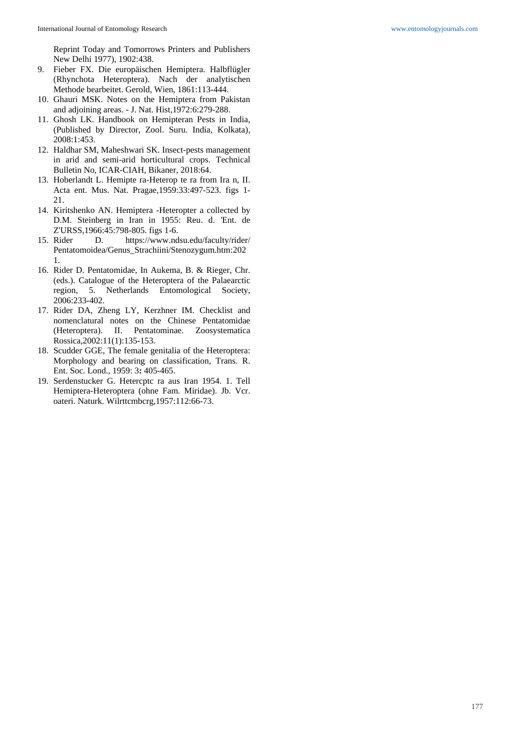Reprint Today and Tomorrows Printers and Publishers New Delhi 1977), 1902:438.

9. Fieber FX. Die europäischen Hemiptera. Halbflügler (Rhynchota Heteroptera). Nach der analytischen Methode bearbeitet. Gerold, Wien, 1861:113-444.
10. Ghauri MSK. Notes on the Hemiptera from Pakistan and adjoining areas. - J. Nat. Hist,1972:6:279-288.
11. Ghosh LK. Handbook on Hemipteran Pests in India, (Published by Director, Zool. Suru. India, Kolkata), 2008:1:453.
12. Haldhar SM, Maheshwari SK. Insect-pests management in arid and semi-arid horticultural crops. Technical Bulletin No, ICAR-CIAH, Bikaner, 2018:64.
13. Hoberlandt L. Hemipte ra-Heterop te ra from Ira n, II. Acta ent. Mus. Nat. Pragae,1959:33:497-523. figs 1-21.
14. Kiritshenko AN. Hemiptera -Heteropter a collected by D.M. Steinberg in Iran in 1955: Reu. d. 'Ent. de Z'URSS,1966:45:798-805. figs 1-6.
15. Rider D. https://www.ndsu.edu/faculty/rider/Pentatomoidea/Genus_Strachiini/Stenozygum.htm:2021.
16. Rider D. Pentatomidae, In Aukema, B. & Rieger, Chr. (eds.). Catalogue of the Heteroptera of the Palaearctic region, 5. Netherlands Entomological Society, 2006:233-402.
17. Rider DA, Zheng LY, Kerzhner IM. Checklist and nomenclatural notes on the Chinese Pentatomidae (Heteroptera). II. Pentatominae. Zoosystematica Rossica,2002:11(1):135-153.
18. Scudder GGE, The female genitalia of the Heteroptera: Morphology and bearing on classification, Trans. R. Ent. Soc. Lond., 1959: 3**:** 405-465.
19. Serdenstucker G. Hetercptc ra aus Iran 1954. 1. Tell Hemiptera-Heteroptera (ohne Fam. Miridae). Jb. Vcr. oateri. Naturk. Wilrttcmbcrg,1957:112:66-73.